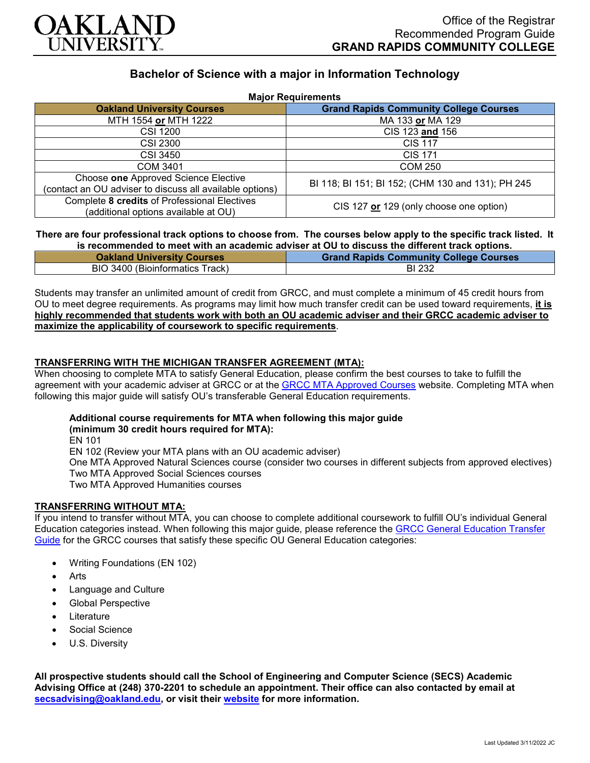Office of the Registrar
Recommended Program Guide
**GRAND RAPIDS COMMUNITY COLLEGE**

# Bachelor of Science with a major in Information Technology

**Major Requirements**

| Oakland University Courses | Grand Rapids Community College Courses |
|---|---|
| MTH 1554 **or** MTH 1222 | MA 133 **or** MA 129 |
| CSI 1200 | CIS 123 **and** 156 |
| CSI 2300 | CIS 117 |
| CSI 3450 | CIS 171 |
| COM 3401 | COM 250 |
| Choose **one** Approved Science Elective (contact an OU adviser to discuss all available options) | BI 118; BI 151; BI 152; (CHM 130 and 131); PH 245 |
| Complete **8 credits** of Professional Electives (additional options available at OU) | CIS 127 **or** 129 (only choose one option) |

**There are four professional track options to choose from. The courses below apply to the specific track listed. It is recommended to meet with an academic adviser at OU to discuss the different track options.**

| Oakland University Courses | Grand Rapids Community College Courses |
|---|---|
| BIO 3400 (Bioinformatics Track) | BI 232 |

Students may transfer an unlimited amount of credit from GRCC, and must complete a minimum of 45 credit hours from OU to meet degree requirements. As programs may limit how much transfer credit can be used toward requirements, **it is highly recommended that students work with both an OU academic adviser and their GRCC academic adviser to maximize the applicability of coursework to specific requirements**.

## TRANSFERRING WITH THE MICHIGAN TRANSFER AGREEMENT (MTA):

When choosing to complete MTA to satisfy General Education, please confirm the best courses to take to fulfill the agreement with your academic adviser at GRCC or at the GRCC MTA Approved Courses website. Completing MTA when following this major guide will satisfy OU's transferable General Education requirements.

**Additional course requirements for MTA when following this major guide (minimum 30 credit hours required for MTA):**

EN 101
EN 102 (Review your MTA plans with an OU academic adviser)
One MTA Approved Natural Sciences course (consider two courses in different subjects from approved electives)
Two MTA Approved Social Sciences courses
Two MTA Approved Humanities courses

## TRANSFERRING WITHOUT MTA:

If you intend to transfer without MTA, you can choose to complete additional coursework to fulfill OU's individual General Education categories instead. When following this major guide, please reference the GRCC General Education Transfer Guide for the GRCC courses that satisfy these specific OU General Education categories:

- Writing Foundations (EN 102)
- Arts
- Language and Culture
- Global Perspective
- Literature
- Social Science
- U.S. Diversity

**All prospective students should call the School of Engineering and Computer Science (SECS) Academic Advising Office at (248) 370-2201 to schedule an appointment. Their office can also contacted by email at secsadvising@oakland.edu, or visit their website for more information.**

Last Updated 3/11/2022 JC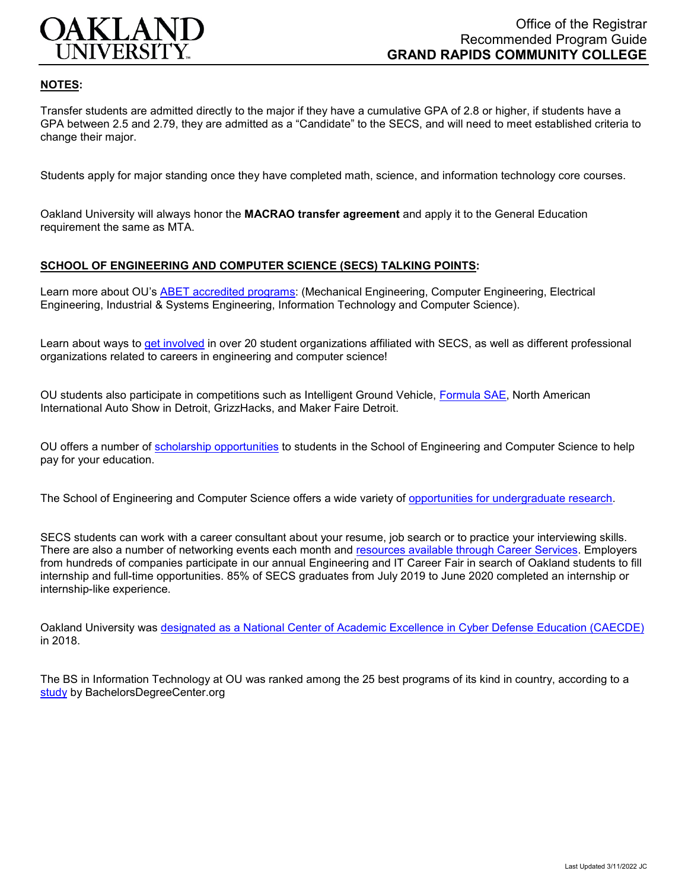**NOTES:**

Transfer students are admitted directly to the major if they have a cumulative GPA of 2.8 or higher, if students have a GPA between 2.5 and 2.79, they are admitted as a "Candidate" to the SECS, and will need to meet established criteria to change their major.

Students apply for major standing once they have completed math, science, and information technology core courses.

Oakland University will always honor the **MACRAO transfer agreement** and apply it to the General Education requirement the same as MTA.

**SCHOOL OF ENGINEERING AND COMPUTER SCIENCE (SECS) TALKING POINTS:**

Learn more about OU's ABET accredited programs: (Mechanical Engineering, Computer Engineering, Electrical Engineering, Industrial & Systems Engineering, Information Technology and Computer Science).

Learn about ways to get involved in over 20 student organizations affiliated with SECS, as well as different professional organizations related to careers in engineering and computer science!

OU students also participate in competitions such as Intelligent Ground Vehicle, Formula SAE, North American International Auto Show in Detroit, GrizzHacks, and Maker Faire Detroit.

OU offers a number of scholarship opportunities to students in the School of Engineering and Computer Science to help pay for your education.

The School of Engineering and Computer Science offers a wide variety of opportunities for undergraduate research.

SECS students can work with a career consultant about your resume, job search or to practice your interviewing skills. There are also a number of networking events each month and resources available through Career Services. Employers from hundreds of companies participate in our annual Engineering and IT Career Fair in search of Oakland students to fill internship and full-time opportunities. 85% of SECS graduates from July 2019 to June 2020 completed an internship or internship-like experience.

Oakland University was designated as a National Center of Academic Excellence in Cyber Defense Education (CAECDE) in 2018.

The BS in Information Technology at OU was ranked among the 25 best programs of its kind in country, according to a study by BachelorsDegreeCenter.org